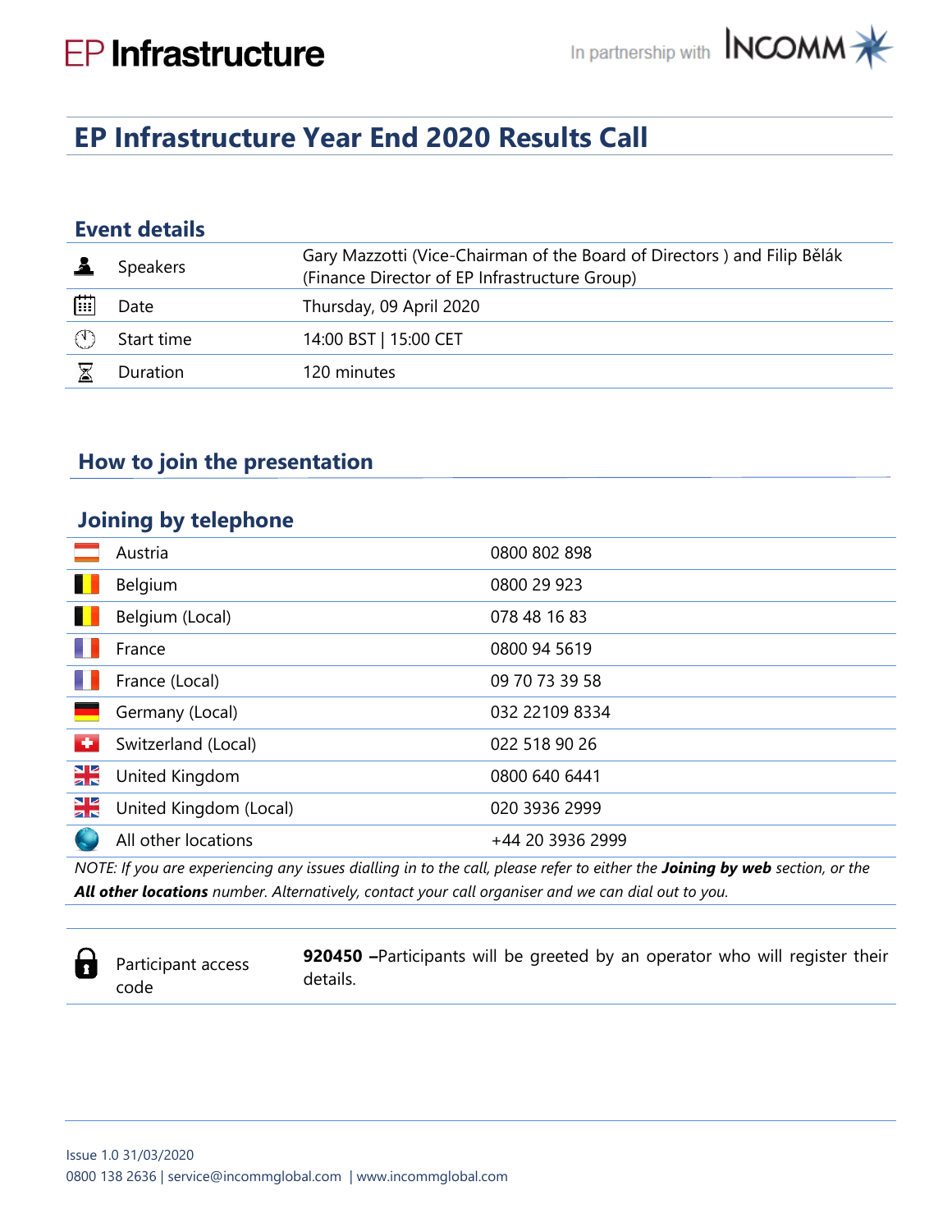EP Infrastructure

In partnership with INCOMM

# EP Infrastructure Year End 2020 Results Call

## Event details

| | |
|---|---|
| Speakers | Gary Mazzotti (Vice-Chairman of the Board of Directors ) and Filip Bělák (Finance Director of EP Infrastructure Group) |
| Date | Thursday, 09 April 2020 |
| Start time | 14:00 BST \| 15:00 CET |
| Duration | 120 minutes |

## How to join the presentation

## Joining by telephone

| | |
|---|---|
| Austria | 0800 802 898 |
| Belgium | 0800 29 923 |
| Belgium (Local) | 078 48 16 83 |
| France | 0800 94 5619 |
| France (Local) | 09 70 73 39 58 |
| Germany (Local) | 032 22109 8334 |
| Switzerland (Local) | 022 518 90 26 |
| United Kingdom | 0800 640 6441 |
| United Kingdom (Local) | 020 3936 2999 |
| All other locations | +44 20 3936 2999 |

*NOTE: If you are experiencing any issues dialling in to the call, please refer to either the **Joining by web** section, or the **All other locations** number. Alternatively, contact your call organiser and we can dial out to you.*

| | |
|---|---|
| Participant access code | **920450 –**Participants will be greeted by an operator who will register their details. |

Issue 1.0 31/03/2020

0800 138 2636 | service@incommglobal.com | www.incommglobal.com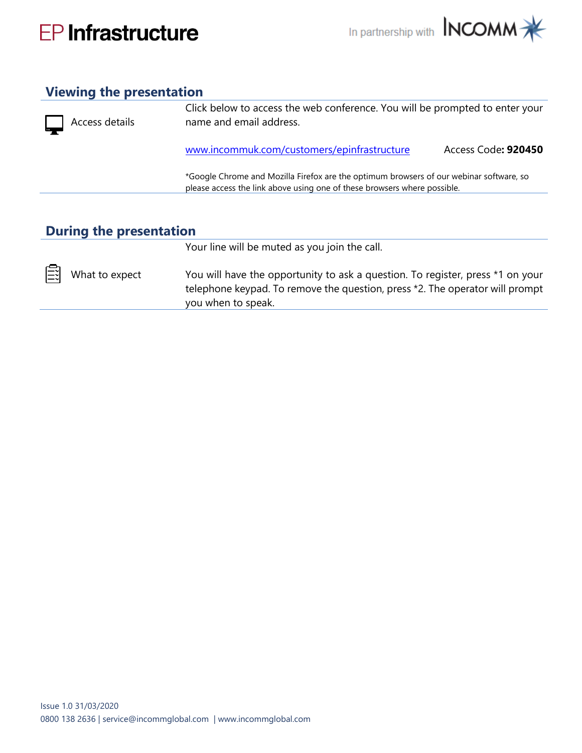EP Infrastructure

In partnership with INCOMM

## Viewing the presentation

| | |
|---|---|
| Access details | Click below to access the web conference. You will be prompted to enter your name and email address.<br><br>www.incommuk.com/customers/epinfrastructure    Access Code: **920450**<br><br>*Google Chrome and Mozilla Firefox are the optimum browsers of our webinar software, so please access the link above using one of these browsers where possible. |

## During the presentation

| | |
|---|---|
| What to expect | Your line will be muted as you join the call.<br><br>You will have the opportunity to ask a question. To register, press *1 on your telephone keypad. To remove the question, press *2. The operator will prompt you when to speak. |

Issue 1.0 31/03/2020
0800 138 2636 | service@incommglobal.com | www.incommglobal.com